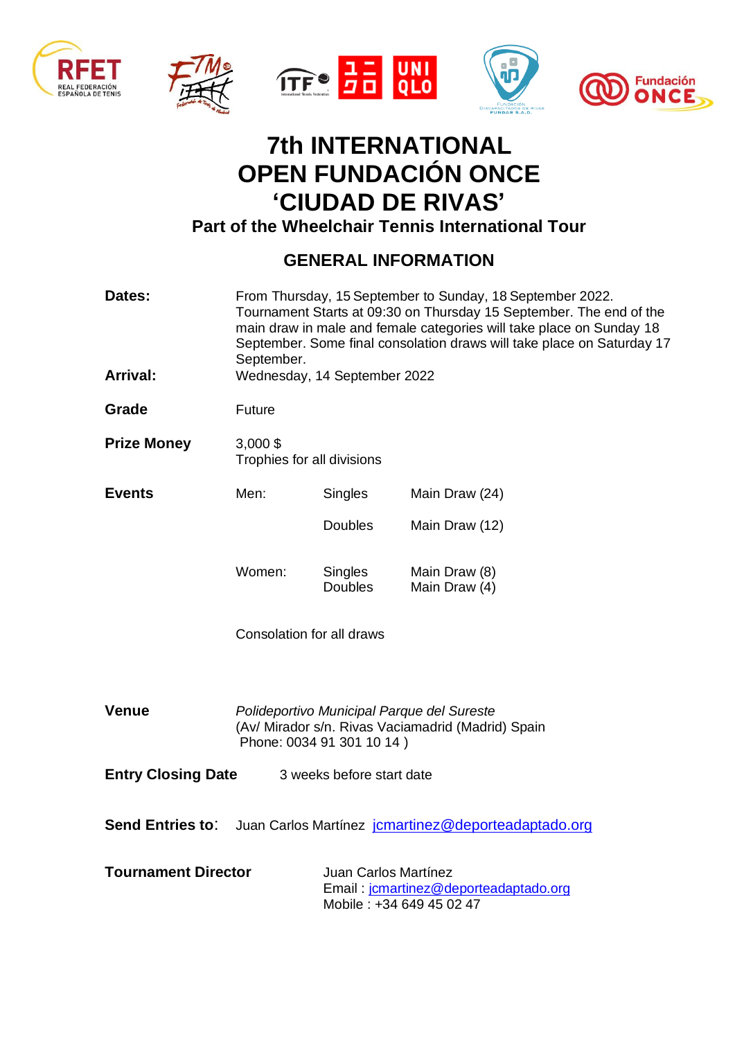# 7th INTERNATIONAL OPEN FUNDACIÓN ONCE 'CIUDAD DE RIVAS'

### Part of the Wheelchair Tennis International Tour

## GENERAL INFORMATION

**Dates:** From Thursday, 15 September to Sunday, 18 September 2022. Tournament Starts at 09:30 on Thursday 15 September. The end of the main draw in male and female categories will take place on Sunday 18 September. Some final consolation draws will take place on Saturday 17 September.

**Arrival:** Wednesday, 14 September 2022

**Grade** Future

**Prize Money** 3,000 $
Trophies for all divisions

**Events**

| | | |
|---|---|---|
| Men: | Singles | Main Draw (24) |
| | Doubles | Main Draw (12) |
| Women: | Singles | Main Draw (8) |
| | Doubles | Main Draw (4) |

Consolation for all draws

**Venue** *Polideportivo Municipal Parque del Sureste*
(Av/ Mirador s/n. Rivas Vaciamadrid (Madrid) Spain
Phone: 0034 91 301 10 14 )

**Entry Closing Date** 3 weeks before start date

**Send Entries to**: Juan Carlos Martínez jcmartinez@deporteadaptado.org

**Tournament Director** Juan Carlos Martínez
Email : jcmartinez@deporteadaptado.org
Mobile : +34 649 45 02 47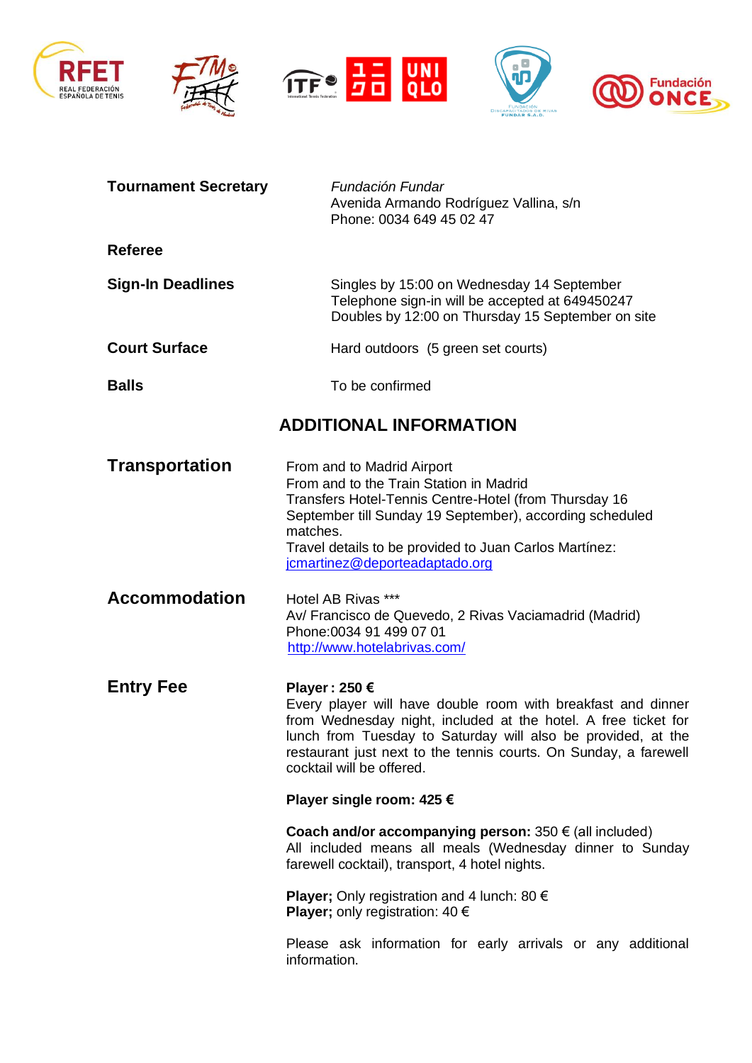| | |
|---|---|
| **Tournament Secretary** | *Fundación Fundar*<br>Avenida Armando Rodríguez Vallina, s/n<br>Phone: 0034 649 45 02 47 |
| **Referee** | |
| **Sign-In Deadlines** | Singles by 15:00 on Wednesday 14 September<br>Telephone sign-in will be accepted at 649450247<br>Doubles by 12:00 on Thursday 15 September on site |
| **Court Surface** | Hard outdoors (5 green set courts) |
| **Balls** | To be confirmed |

## ADDITIONAL INFORMATION

**Transportation**

From and to Madrid Airport
From and to the Train Station in Madrid
Transfers Hotel-Tennis Centre-Hotel (from Thursday 16 September till Sunday 19 September), according scheduled matches.
Travel details to be provided to Juan Carlos Martínez: jcmartinez@deporteadaptado.org

**Accommodation**

Hotel AB Rivas ***
Av/ Francisco de Quevedo, 2 Rivas Vaciamadrid (Madrid)
Phone:0034 91 499 07 01
http://www.hotelabrivas.com/

**Entry Fee**

**Player : 250 €**
Every player will have double room with breakfast and dinner from Wednesday night, included at the hotel. A free ticket for lunch from Tuesday to Saturday will also be provided, at the restaurant just next to the tennis courts. On Sunday, a farewell cocktail will be offered.

**Player single room: 425 €**

**Coach and/or accompanying person:** 350 € (all included)
All included means all meals (Wednesday dinner to Sunday farewell cocktail), transport, 4 hotel nights.

**Player;** Only registration and 4 lunch: 80 €
**Player;** only registration: 40 €

Please ask information for early arrivals or any additional information.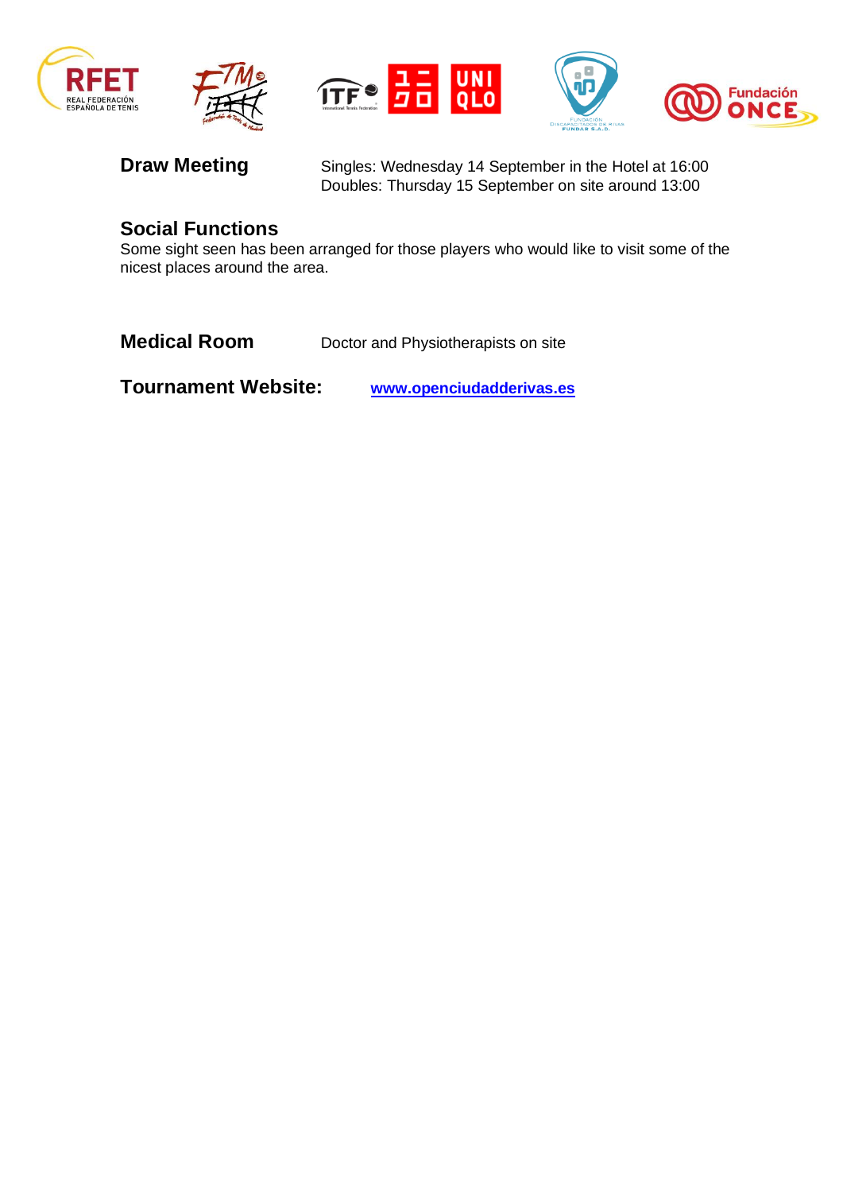**Draw Meeting**

Singles: Wednesday 14 September in the Hotel at 16:00
Doubles: Thursday 15 September on site around 13:00

**Social Functions**

Some sight seen has been arranged for those players who would like to visit some of the nicest places around the area.

**Medical Room** Doctor and Physiotherapists on site

**Tournament Website:** **www.openciudadderivas.es**